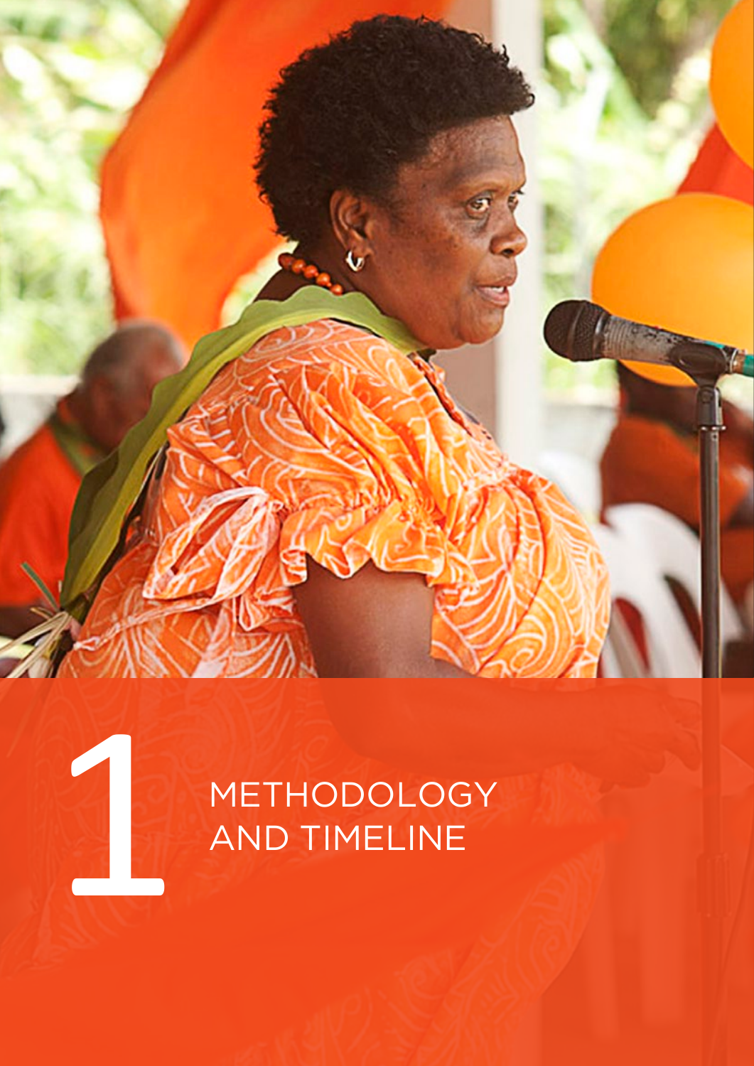# 1 METHODOLOGY AND TIMELINE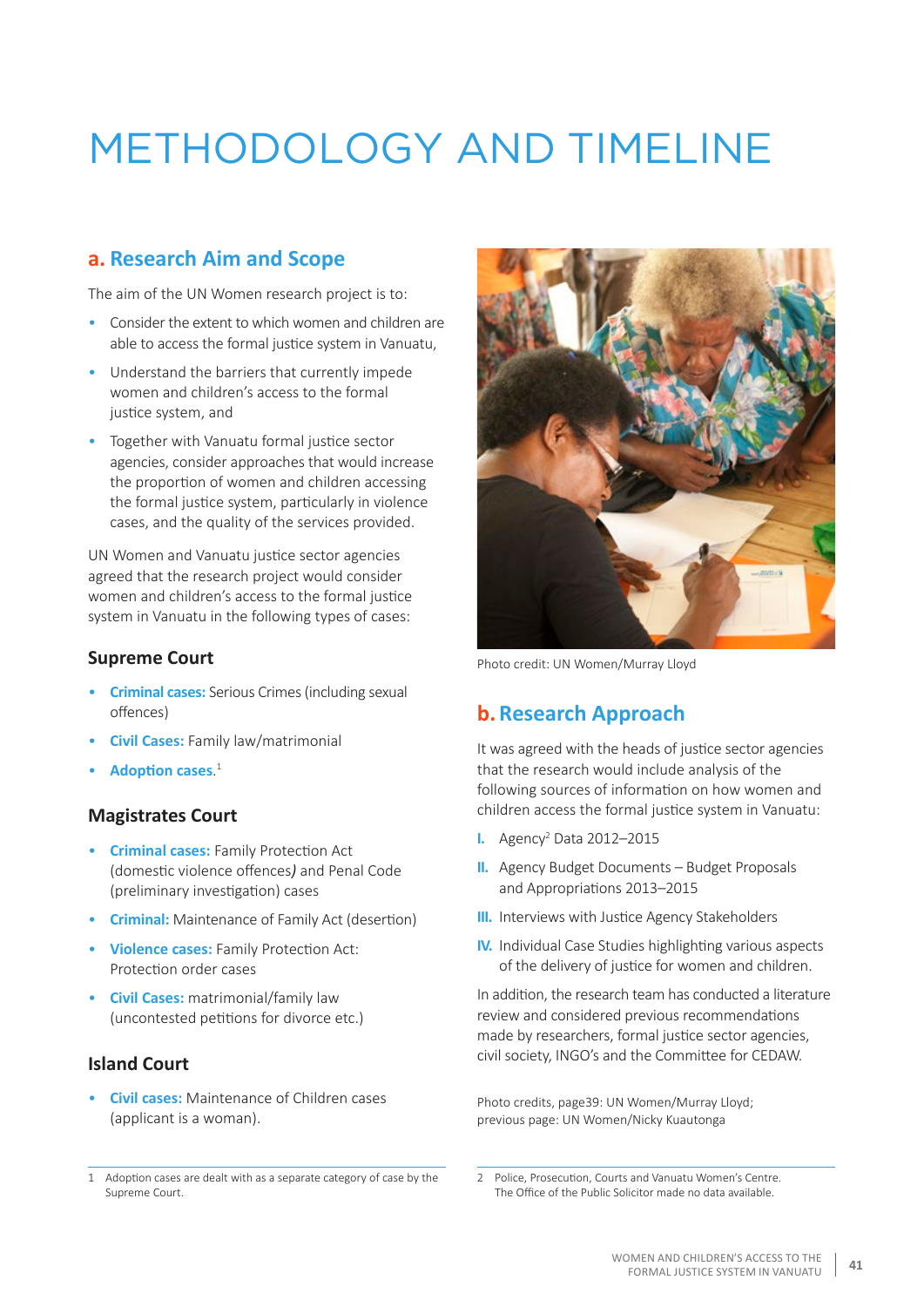# METHODOLOGY AND TIMELINE

## a. Research Aim and Scope

The aim of the UN Women research project is to:

- Consider the extent to which women and children are able to access the formal justice system in Vanuatu,
- Understand the barriers that currently impede women and children's access to the formal justice system, and
- Together with Vanuatu formal justice sector agencies, consider approaches that would increase the proportion of women and children accessing the formal justice system, particularly in violence cases, and the quality of the services provided.

UN Women and Vanuatu justice sector agencies agreed that the research project would consider women and children's access to the formal justice system in Vanuatu in the following types of cases:

### Supreme Court

- **Criminal cases:** Serious Crimes (including sexual offences)
- **Civil Cases:** Family law/matrimonial
- **Adoption cases.**[1]

### Magistrates Court

- **Criminal cases:** Family Protection Act (domestic violence offences*)* and Penal Code (preliminary investigation) cases
- **Criminal:** Maintenance of Family Act (desertion)
- **Violence cases:** Family Protection Act: Protection order cases
- **Civil Cases:** matrimonial/family law (uncontested petitions for divorce etc.)

### Island Court

- **Civil cases:** Maintenance of Children cases (applicant is a woman).

Photo credit: UN Women/Murray Lloyd

## b. Research Approach

It was agreed with the heads of justice sector agencies that the research would include analysis of the following sources of information on how women and children access the formal justice system in Vanuatu:

I. Agency[2] Data 2012–2015

II. Agency Budget Documents – Budget Proposals and Appropriations 2013–2015

III. Interviews with Justice Agency Stakeholders

IV. Individual Case Studies highlighting various aspects of the delivery of justice for women and children.

In addition, the research team has conducted a literature review and considered previous recommendations made by researchers, formal justice sector agencies, civil society, INGO's and the Committee for CEDAW.

Photo credits, page39: UN Women/Murray Lloyd; previous page: UN Women/Nicky Kuautonga

1 Adoption cases are dealt with as a separate category of case by the Supreme Court.

2 Police, Prosecution, Courts and Vanuatu Women's Centre. The Office of the Public Solicitor made no data available.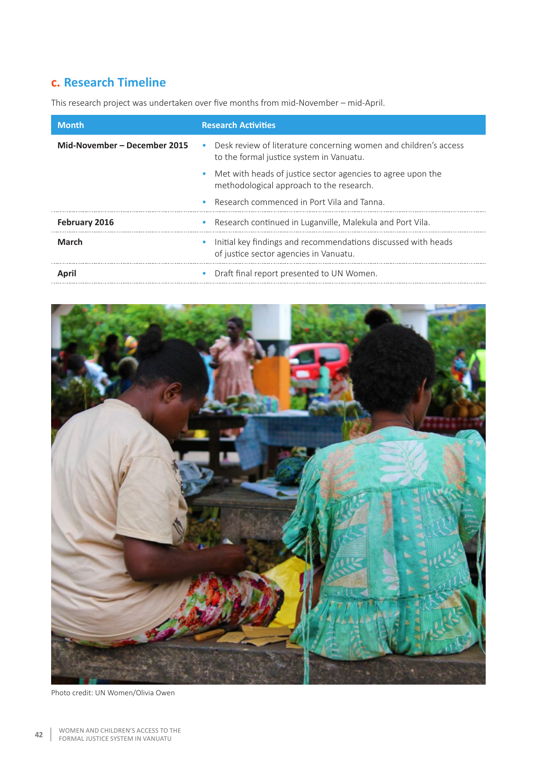## c. Research Timeline

This research project was undertaken over five months from mid-November – mid-April.

| Month | Research Activities |
|---|---|
| **Mid-November – December 2015** | • Desk review of literature concerning women and children's access to the formal justice system in Vanuatu.<br>• Met with heads of justice sector agencies to agree upon the methodological approach to the research.<br>• Research commenced in Port Vila and Tanna. |
| **February 2016** | • Research continued in Luganville, Malekula and Port Vila. |
| **March** | • Initial key findings and recommendations discussed with heads of justice sector agencies in Vanuatu. |
| **April** | • Draft final report presented to UN Women. |

Photo credit: UN Women/Olivia Owen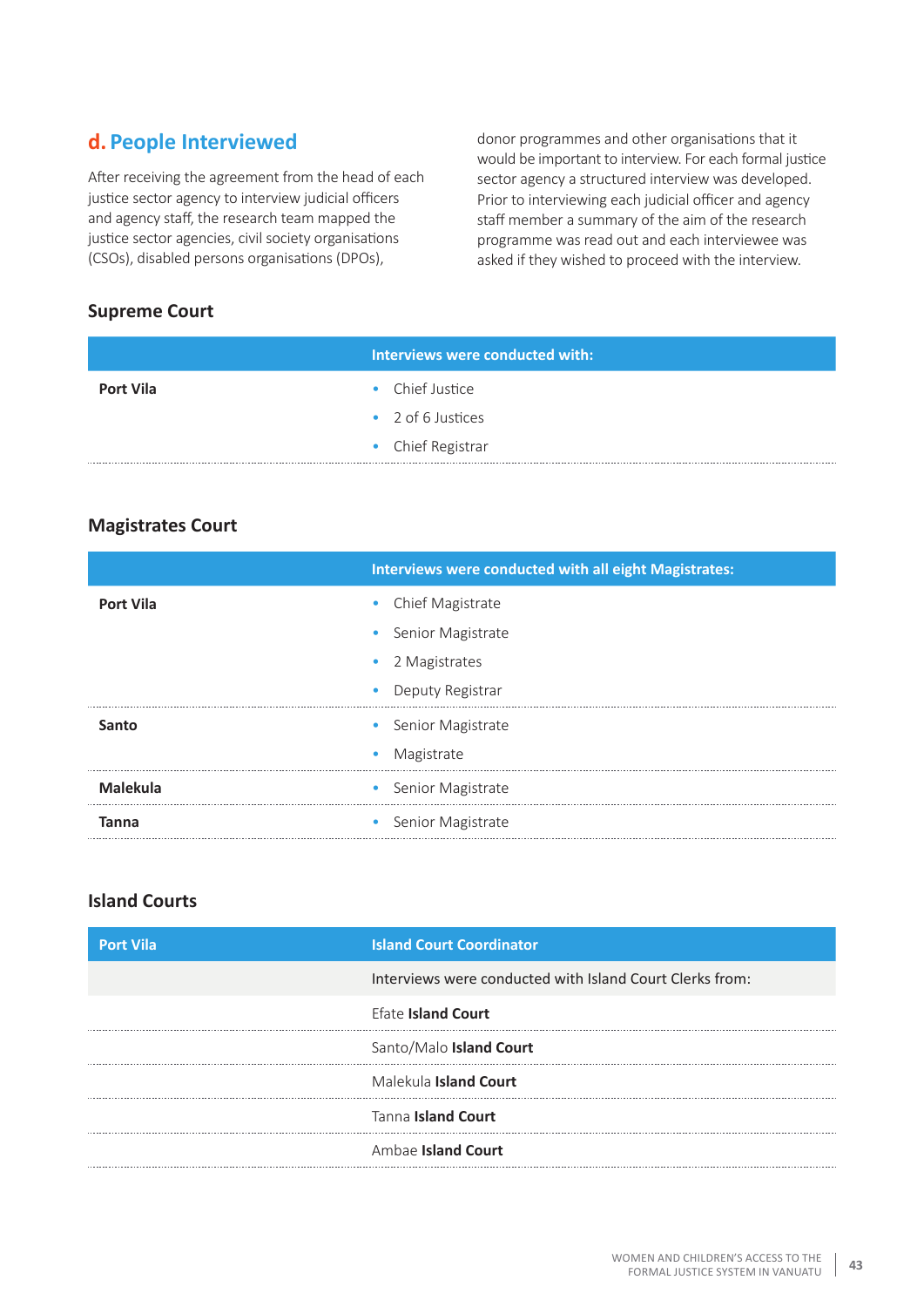## d. People Interviewed

After receiving the agreement from the head of each justice sector agency to interview judicial officers and agency staff, the research team mapped the justice sector agencies, civil society organisations (CSOs), disabled persons organisations (DPOs), donor programmes and other organisations that it would be important to interview. For each formal justice sector agency a structured interview was developed. Prior to interviewing each judicial officer and agency staff member a summary of the aim of the research programme was read out and each interviewee was asked if they wished to proceed with the interview.

### Supreme Court

| | Interviews were conducted with: |
|---|---|
| **Port Vila** | • Chief Justice<br>• 2 of 6 Justices<br>• Chief Registrar |

### Magistrates Court

| | Interviews were conducted with all eight Magistrates: |
|---|---|
| **Port Vila** | • Chief Magistrate<br>• Senior Magistrate<br>• 2 Magistrates<br>• Deputy Registrar |
| **Santo** | • Senior Magistrate<br>• Magistrate |
| **Malekula** | • Senior Magistrate |
| **Tanna** | • Senior Magistrate |

### Island Courts

| Port Vila | Island Court Coordinator |
|---|---|
| | Interviews were conducted with Island Court Clerks from: |
| | Efate **Island Court** |
| | Santo/Malo **Island Court** |
| | Malekula **Island Court** |
| | Tanna **Island Court** |
| | Ambae **Island Court** |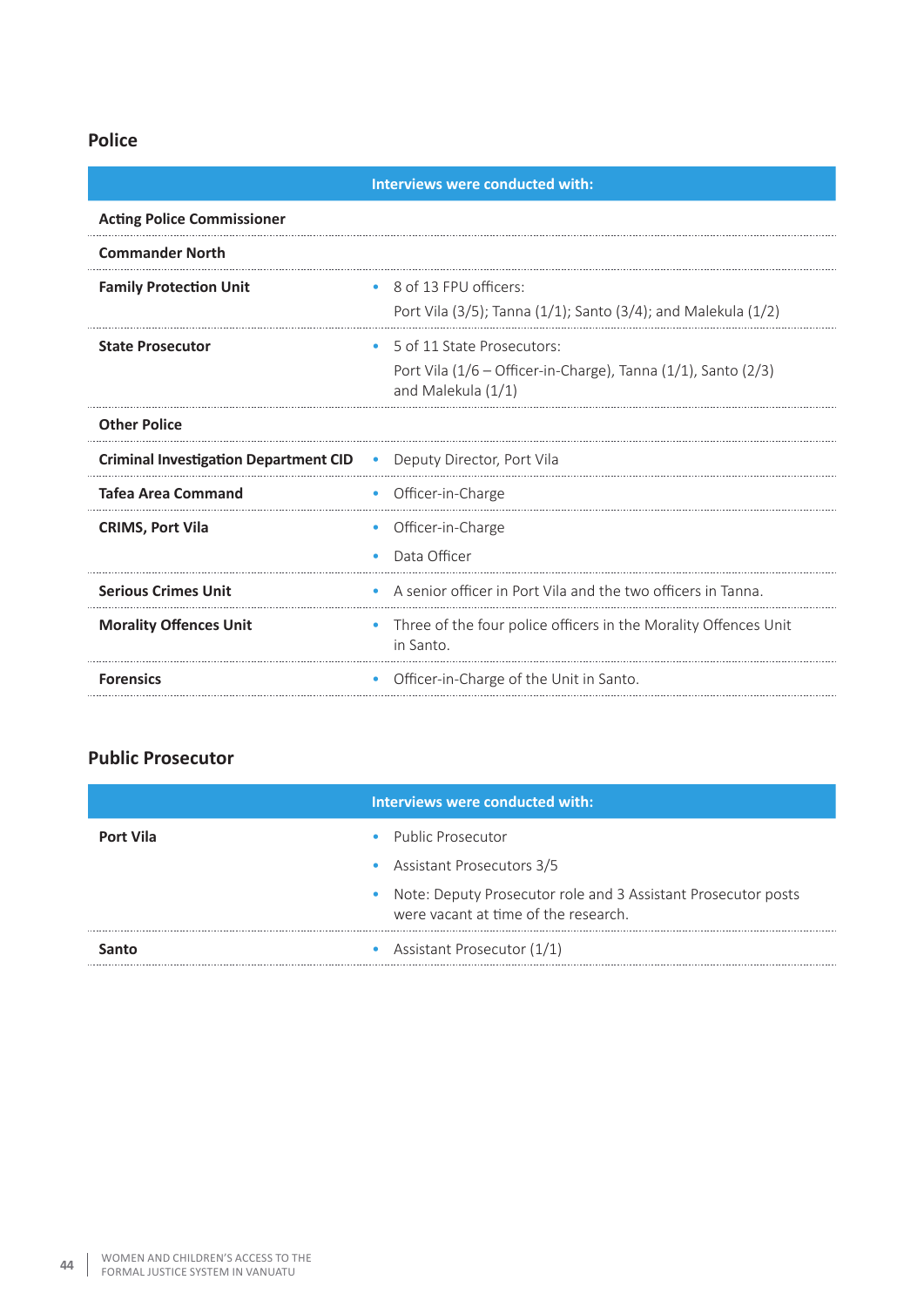## Police

| | Interviews were conducted with: |
|---|---|
| **Acting Police Commissioner** | |
| **Commander North** | |
| **Family Protection Unit** | • 8 of 13 FPU officers: Port Vila (3/5); Tanna (1/1); Santo (3/4); and Malekula (1/2) |
| **State Prosecutor** | • 5 of 11 State Prosecutors: Port Vila (1/6 – Officer-in-Charge), Tanna (1/1), Santo (2/3) and Malekula (1/1) |
| **Other Police** | |
| **Criminal Investigation Department CID** | • Deputy Director, Port Vila |
| **Tafea Area Command** | • Officer-in-Charge |
| **CRIMS, Port Vila** | • Officer-in-Charge<br>• Data Officer |
| **Serious Crimes Unit** | • A senior officer in Port Vila and the two officers in Tanna. |
| **Morality Offences Unit** | • Three of the four police officers in the Morality Offences Unit in Santo. |
| **Forensics** | • Officer-in-Charge of the Unit in Santo. |

## Public Prosecutor

| | Interviews were conducted with: |
|---|---|
| **Port Vila** | • Public Prosecutor<br>• Assistant Prosecutors 3/5<br>• Note: Deputy Prosecutor role and 3 Assistant Prosecutor posts were vacant at time of the research. |
| **Santo** | • Assistant Prosecutor (1/1) |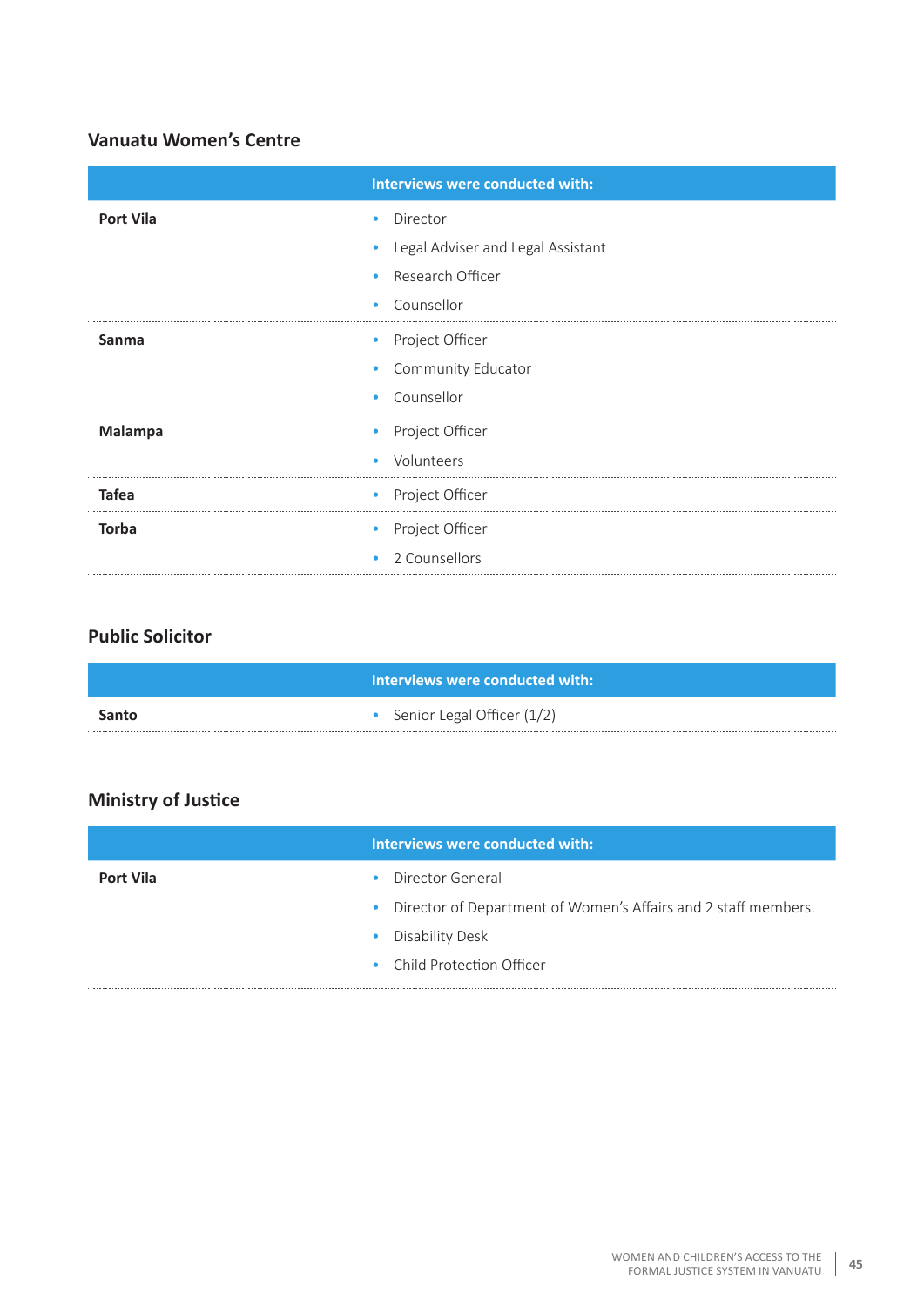## Vanuatu Women's Centre

| | Interviews were conducted with: |
|---|---|
| **Port Vila** | • Director<br>• Legal Adviser and Legal Assistant<br>• Research Officer<br>• Counsellor |
| **Sanma** | • Project Officer<br>• Community Educator<br>• Counsellor |
| **Malampa** | • Project Officer<br>• Volunteers |
| **Tafea** | • Project Officer |
| **Torba** | • Project Officer<br>• 2 Counsellors |

## Public Solicitor

| | Interviews were conducted with: |
|---|---|
| **Santo** | • Senior Legal Officer (1/2) |

## Ministry of Justice

| | Interviews were conducted with: |
|---|---|
| **Port Vila** | • Director General<br>• Director of Department of Women's Affairs and 2 staff members.<br>• Disability Desk<br>• Child Protection Officer |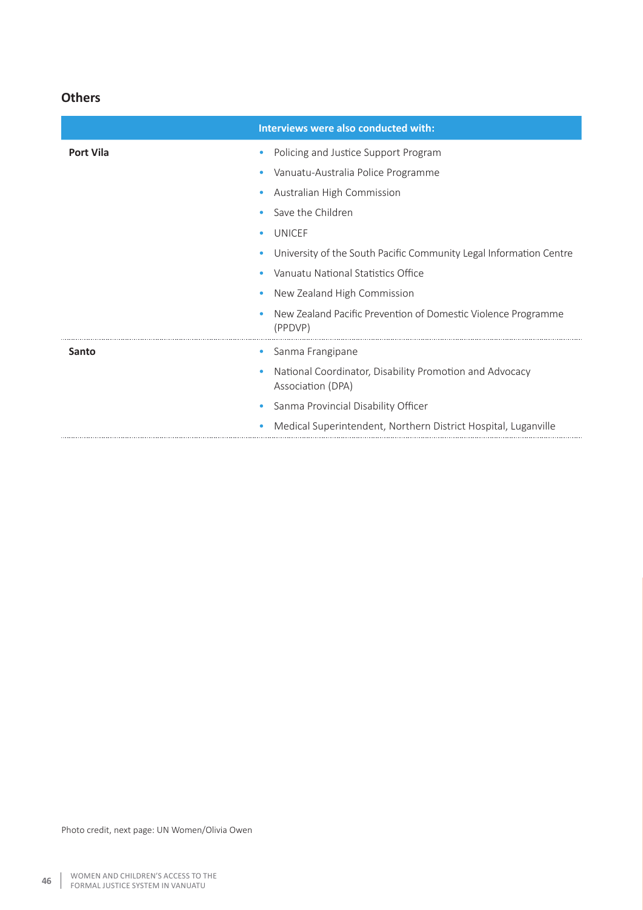## Others

| | Interviews were also conducted with: |
|---|---|
| **Port Vila** | • Policing and Justice Support Program<br>• Vanuatu-Australia Police Programme<br>• Australian High Commission<br>• Save the Children<br>• UNICEF<br>• University of the South Pacific Community Legal Information Centre<br>• Vanuatu National Statistics Office<br>• New Zealand High Commission<br>• New Zealand Pacific Prevention of Domestic Violence Programme (PPDVP) |
| **Santo** | • Sanma Frangipane<br>• National Coordinator, Disability Promotion and Advocacy Association (DPA)<br>• Sanma Provincial Disability Officer<br>• Medical Superintendent, Northern District Hospital, Luganville |

Photo credit, next page: UN Women/Olivia Owen